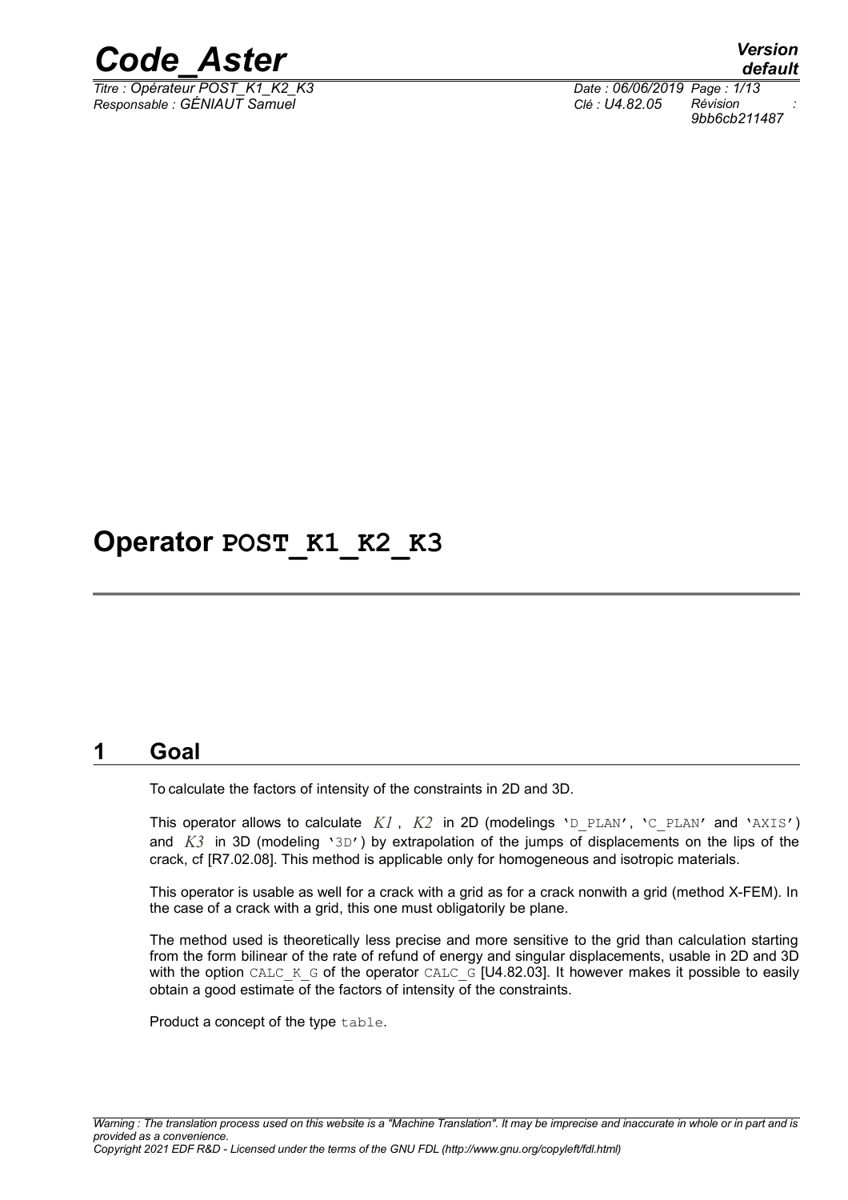# Operator POST_K1_K2_K3

## 1 Goal

To calculate the factors of intensity of the constraints in 2D and 3D.

This operator allows to calculate $K1$, $K2$ in 2D (modelings 'D_PLAN', 'C_PLAN' and 'AXIS') and $K3$ in 3D (modeling '3D') by extrapolation of the jumps of displacements on the lips of the crack, cf [R7.02.08]. This method is applicable only for homogeneous and isotropic materials.

This operator is usable as well for a crack with a grid as for a crack nonwith a grid (method X-FEM). In the case of a crack with a grid, this one must obligatorily be plane.

The method used is theoretically less precise and more sensitive to the grid than calculation starting from the form bilinear of the rate of refund of energy and singular displacements, usable in 2D and 3D with the option CALC_K_G of the operator CALC_G [U4.82.03]. It however makes it possible to easily obtain a good estimate of the factors of intensity of the constraints.

Product a concept of the type table.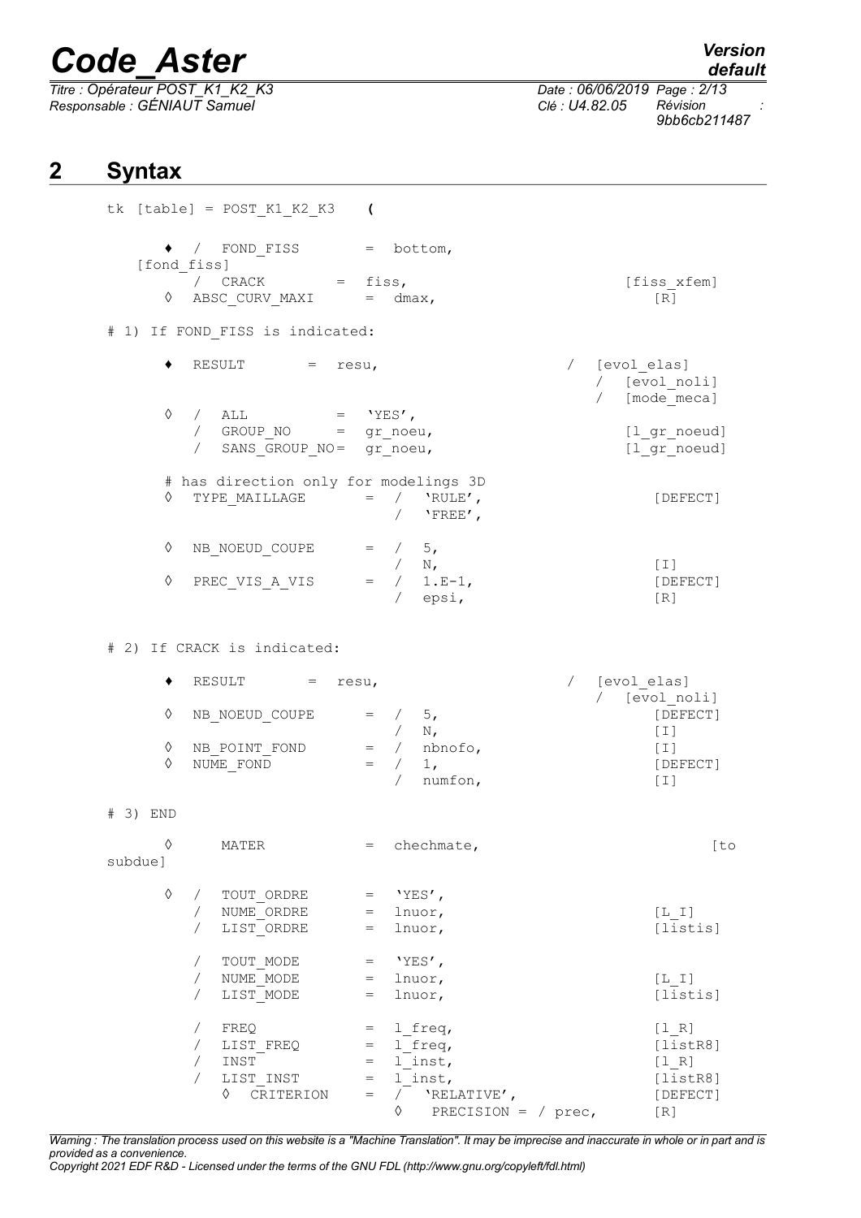## 2 Syntax

```
tk [table] = POST_K1_K2_K3    (

     ♦  / FOND_FISS       =  bottom,                        [fond_fiss]
        / CRACK           =  fiss,                          [fiss_xfem]
     ◊  ABSC_CURV_MAXI    =  dmax,                          [R]

# 1) If FOND_FISS is indicated:

     ♦  RESULT       =  resu,                          /  [evol_elas]
                                                       /  [evol_noli]
                                                       /  [mode_meca]
     ◊  /  ALL            =  'YES',
        /  GROUP_NO       =  gr_noeu,                     [l_gr_noeud]
        /  SANS_GROUP_NO=  gr_noeu,                       [l_gr_noeud]

     # has direction only for modelings 3D
     ◊  TYPE_MAILLAGE      =  /  'RULE',                   [DEFECT]
                              /  'FREE',

     ◊  NB_NOEUD_COUPE     =  /  5,
                              /  N,                        [I]
     ◊  PREC_VIS_A_VIS     =  /  1.E-1,                    [DEFECT]
                              /  epsi,                     [R]


# 2) If CRACK is indicated:

     ♦  RESULT       =  resu,                          /  [evol_elas]
                                                       /  [evol_noli]
     ◊  NB_NOEUD_COUPE     =  /  5,                        [DEFECT]
                              /  N,                        [I]
     ◊  NB_POINT_FOND      =  /  nbnofo,                   [I]
     ◊  NUME_FOND          =  /  1,                        [DEFECT]
                              /  numfon,                   [I]

# 3) END

     ◊     MATER           =  chechmate,                   [to subdue]

     ◊  /  TOUT_ORDRE      =  'YES',
        /  NUME_ORDRE      =  lnuor,                       [L_I]
        /  LIST_ORDRE      =  lnuor,                       [listis]

        /  TOUT_MODE       =  'YES',
        /  NUME_MODE       =  lnuor,                       [L_I]
        /  LIST_MODE       =  lnuor,                       [listis]

        /  FREQ            =  l_freq,                      [l_R]
        /  LIST_FREQ       =  l_freq,                      [listR8]
        /  INST            =  l_inst,                      [l_R]
        /  LIST_INST       =  l_inst,                      [listR8]
           ◊  CRITERION    =  /  'RELATIVE',               [DEFECT]
                              ◊  PRECISION = / prec,       [R]
```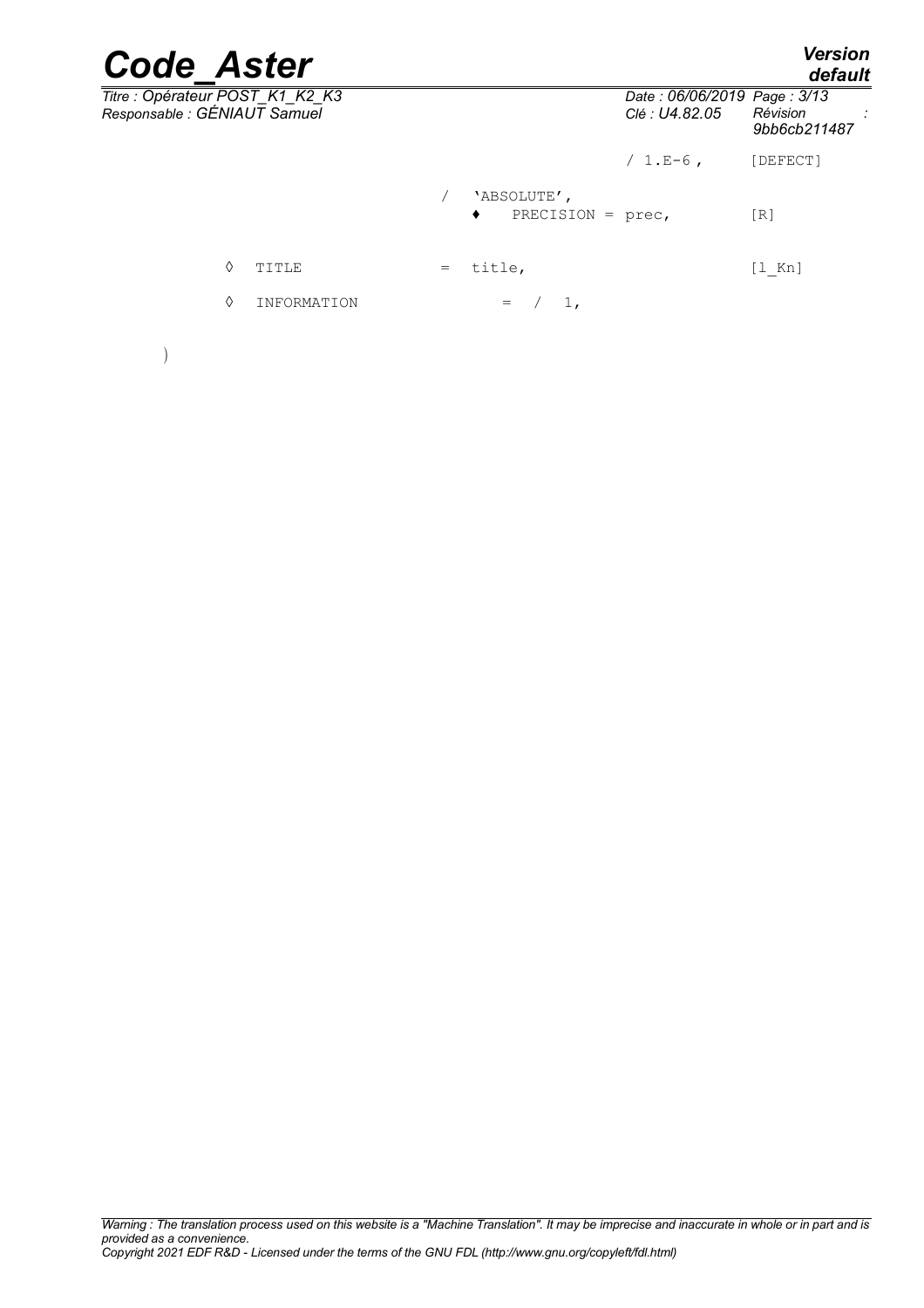```
                                          / 1.E-6 ,       [DEFECT]

                              /   'ABSOLUTE',
                                  ♦    PRECISION = prec,  [R]

        ◊   TITLE             =   title,                  [l_Kn]

        ◊   INFORMATION           =  /   1,

)
```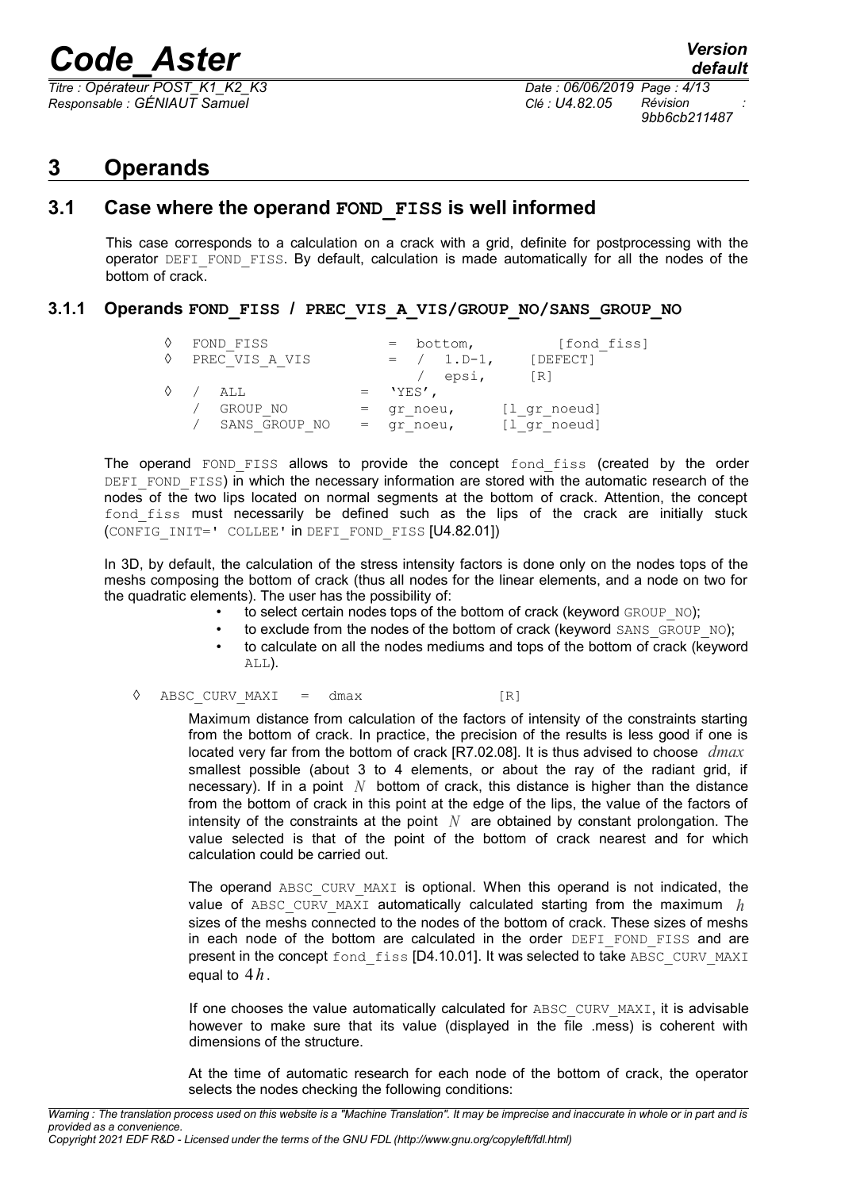# 3 Operands

## 3.1 Case where the operand FOND_FISS is well informed

This case corresponds to a calculation on a crack with a grid, definite for postprocessing with the operator DEFI_FOND_FISS. By default, calculation is made automatically for all the nodes of the bottom of crack.

### 3.1.1 Operands FOND_FISS / PREC_VIS_A_VIS/GROUP_NO/SANS_GROUP_NO

```
◊  FOND_FISS              =  bottom,          [fond_fiss]
◊  PREC_VIS_A_VIS         =  /  1.D-1,    [DEFECT]
                             /  epsi,     [R]
◊  /  ALL              =  'YES',
   /  GROUP_NO         =  gr_noeu,      [l_gr_noeud]
   /  SANS_GROUP_NO    =  gr_noeu,      [l_gr_noeud]
```

The operand FOND_FISS allows to provide the concept fond_fiss (created by the order DEFI_FOND_FISS) in which the necessary information are stored with the automatic research of the nodes of the two lips located on normal segments at the bottom of crack. Attention, the concept fond_fiss must necessarily be defined such as the lips of the crack are initially stuck (CONFIG_INIT=' COLLEE' in DEFI_FOND_FISS [U4.82.01])

In 3D, by default, the calculation of the stress intensity factors is done only on the nodes tops of the meshs composing the bottom of crack (thus all nodes for the linear elements, and a node on two for the quadratic elements). The user has the possibility of:

- to select certain nodes tops of the bottom of crack (keyword GROUP_NO);
- to exclude from the nodes of the bottom of crack (keyword SANS_GROUP_NO);
- to calculate on all the nodes mediums and tops of the bottom of crack (keyword ALL).

```
◊  ABSC_CURV_MAXI  =  dmax               [R]
```

Maximum distance from calculation of the factors of intensity of the constraints starting from the bottom of crack. In practice, the precision of the results is less good if one is located very far from the bottom of crack [R7.02.08]. It is thus advised to choose $dmax$ smallest possible (about 3 to 4 elements, or about the ray of the radiant grid, if necessary). If in a point $N$ bottom of crack, this distance is higher than the distance from the bottom of crack in this point at the edge of the lips, the value of the factors of intensity of the constraints at the point $N$ are obtained by constant prolongation. The value selected is that of the point of the bottom of crack nearest and for which calculation could be carried out.

The operand ABSC_CURV_MAXI is optional. When this operand is not indicated, the value of ABSC_CURV_MAXI automatically calculated starting from the maximum $h$ sizes of the meshs connected to the nodes of the bottom of crack. These sizes of meshs in each node of the bottom are calculated in the order DEFI_FOND_FISS and are present in the concept fond_fiss [D4.10.01]. It was selected to take ABSC_CURV_MAXI equal to $4h$.

If one chooses the value automatically calculated for ABSC_CURV_MAXI, it is advisable however to make sure that its value (displayed in the file .mess) is coherent with dimensions of the structure.

At the time of automatic research for each node of the bottom of crack, the operator selects the nodes checking the following conditions: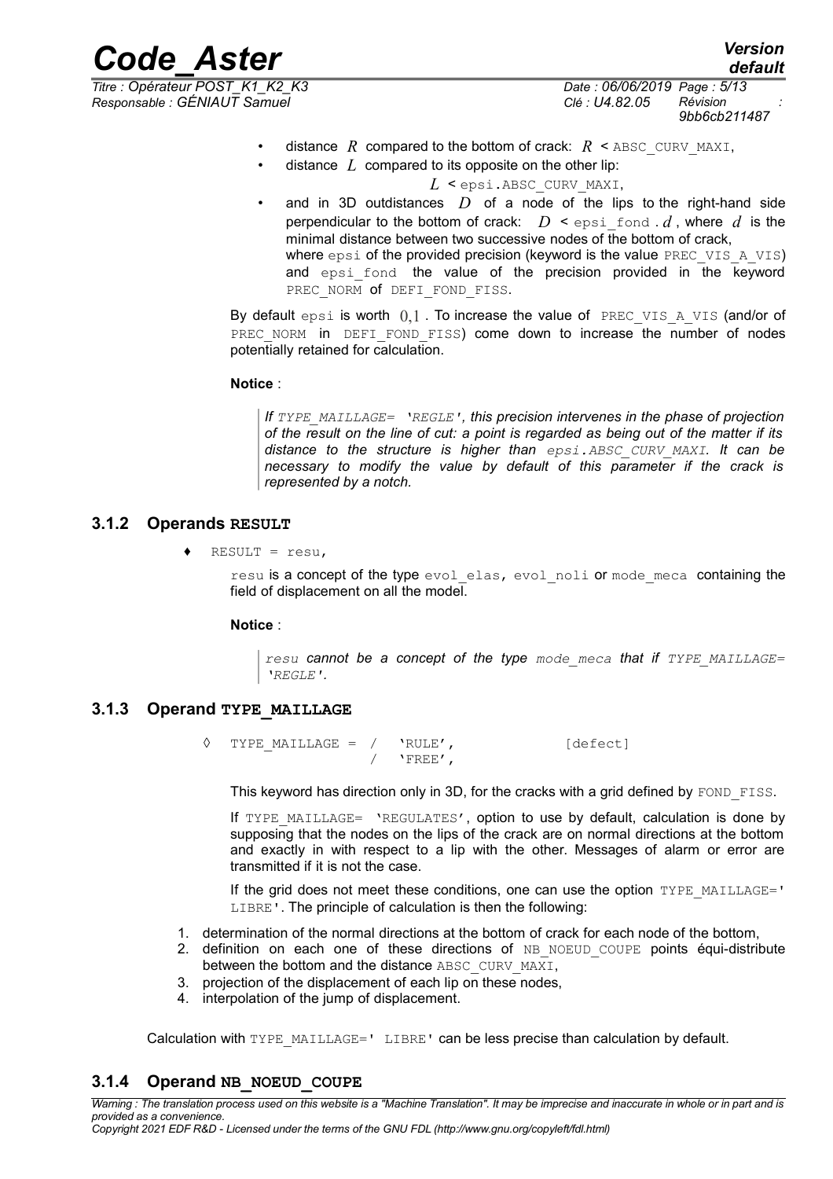- distance $R$ compared to the bottom of crack: $R$ < ABSC_CURV_MAXI,
- distance $L$ compared to its opposite on the other lip:

  $L$ < epsi.ABSC_CURV_MAXI,
- and in 3D outdistances $D$ of a node of the lips to the right-hand side perpendicular to the bottom of crack: $D$ < epsi_fond . $d$, where $d$ is the minimal distance between two successive nodes of the bottom of crack, where epsi of the provided precision (keyword is the value PREC_VIS_A_VIS) and epsi_fond the value of the precision provided in the keyword PREC_NORM of DEFI_FOND_FISS.

By default epsi is worth $0{,}1$. To increase the value of PREC_VIS_A_VIS (and/or of PREC_NORM in DEFI_FOND_FISS) come down to increase the number of nodes potentially retained for calculation.

**Notice** :

> *If TYPE_MAILLAGE= 'REGLE', this precision intervenes in the phase of projection of the result on the line of cut: a point is regarded as being out of the matter if its distance to the structure is higher than epsi.ABSC_CURV_MAXI. It can be necessary to modify the value by default of this parameter if the crack is represented by a notch.*

### 3.1.2 Operands **RESULT**

♦ RESULT = resu,

resu is a concept of the type evol_elas, evol_noli or mode_meca containing the field of displacement on all the model.

**Notice** :

> *resu cannot be a concept of the type mode_meca that if TYPE_MAILLAGE= 'REGLE'.*

### 3.1.3 Operand **TYPE_MAILLAGE**

```
◊  TYPE_MAILLAGE = /  'RULE',              [defect]
                   /  'FREE',
```

This keyword has direction only in 3D, for the cracks with a grid defined by FOND_FISS.

If TYPE_MAILLAGE= 'REGULATES', option to use by default, calculation is done by supposing that the nodes on the lips of the crack are on normal directions at the bottom and exactly in with respect to a lip with the other. Messages of alarm or error are transmitted if it is not the case.

If the grid does not meet these conditions, one can use the option TYPE_MAILLAGE=' LIBRE'. The principle of calculation is then the following:

1. determination of the normal directions at the bottom of crack for each node of the bottom,
2. definition on each one of these directions of NB_NOEUD_COUPE points équi-distribute between the bottom and the distance ABSC_CURV_MAXI,
3. projection of the displacement of each lip on these nodes,
4. interpolation of the jump of displacement.

Calculation with TYPE_MAILLAGE=' LIBRE' can be less precise than calculation by default.

### 3.1.4 Operand **NB_NOEUD_COUPE**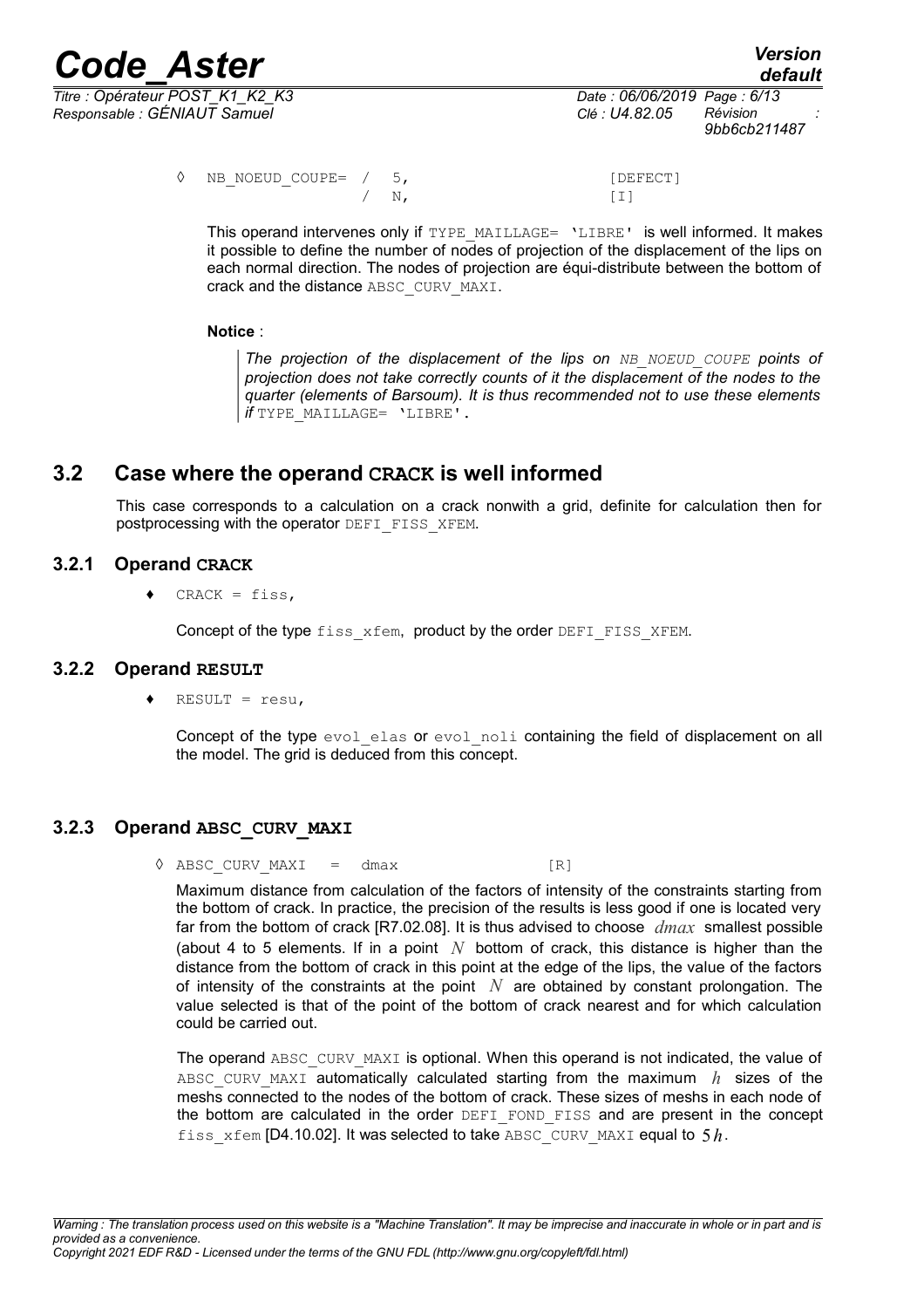◊ NB_NOEUD_COUPE= / 5, [DEFECT]
/ N, [I]

This operand intervenes only if TYPE_MAILLAGE= 'LIBRE' is well informed. It makes it possible to define the number of nodes of projection of the displacement of the lips on each normal direction. The nodes of projection are équi-distribute between the bottom of crack and the distance ABSC_CURV_MAXI.

**Notice** :

> *The projection of the displacement of the lips on NB_NOEUD_COUPE points of projection does not take correctly counts of it the displacement of the nodes to the quarter (elements of Barsoum). It is thus recommended not to use these elements if* TYPE_MAILLAGE= 'LIBRE'.

## 3.2 Case where the operand CRACK is well informed

This case corresponds to a calculation on a crack nonwith a grid, definite for calculation then for postprocessing with the operator DEFI_FISS_XFEM.

### 3.2.1 Operand CRACK

♦ CRACK = fiss,

Concept of the type fiss_xfem, product by the order DEFI_FISS_XFEM.

### 3.2.2 Operand RESULT

♦ RESULT = resu,

Concept of the type evol_elas or evol_noli containing the field of displacement on all the model. The grid is deduced from this concept.

### 3.2.3 Operand ABSC_CURV_MAXI

◊ ABSC_CURV_MAXI = dmax [R]

Maximum distance from calculation of the factors of intensity of the constraints starting from the bottom of crack. In practice, the precision of the results is less good if one is located very far from the bottom of crack [R7.02.08]. It is thus advised to choose $dmax$ smallest possible (about 4 to 5 elements. If in a point $N$ bottom of crack, this distance is higher than the distance from the bottom of crack in this point at the edge of the lips, the value of the factors of intensity of the constraints at the point $N$ are obtained by constant prolongation. The value selected is that of the point of the bottom of crack nearest and for which calculation could be carried out.

The operand ABSC_CURV_MAXI is optional. When this operand is not indicated, the value of ABSC_CURV_MAXI automatically calculated starting from the maximum $h$ sizes of the meshs connected to the nodes of the bottom of crack. These sizes of meshs in each node of the bottom are calculated in the order DEFI_FOND_FISS and are present in the concept fiss_xfem [D4.10.02]. It was selected to take ABSC_CURV_MAXI equal to $5h$.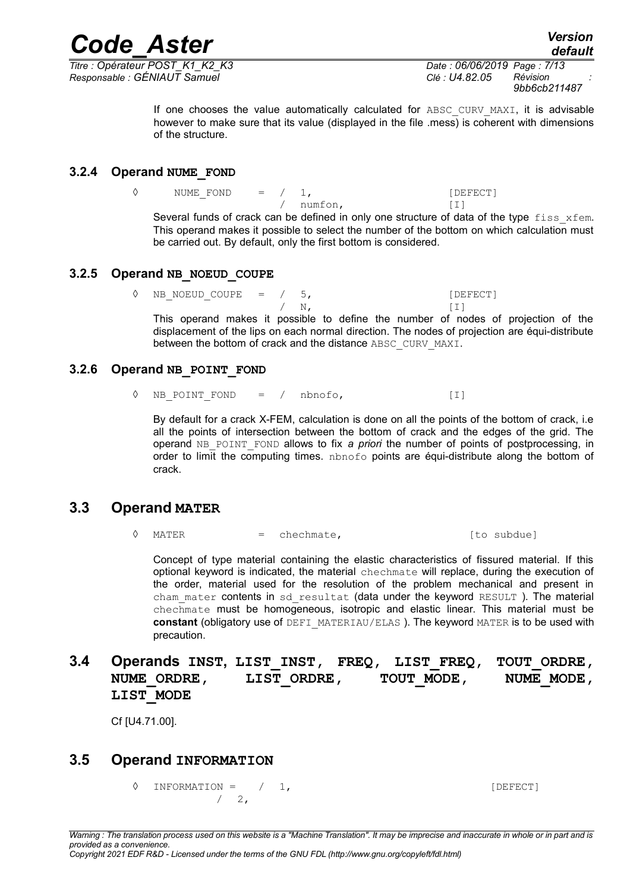If one chooses the value automatically calculated for ABSC_CURV_MAXI, it is advisable however to make sure that its value (displayed in the file .mess) is coherent with dimensions of the structure.

### 3.2.4 Operand NUME_FOND

```
◊    NUME_FOND    =  /  1,                        [DEFECT]
                     /  numfon,                   [I]
```

Several funds of crack can be defined in only one structure of data of the type fiss_xfem. This operand makes it possible to select the number of the bottom on which calculation must be carried out. By default, only the first bottom is considered.

### 3.2.5 Operand NB_NOEUD_COUPE

```
◊  NB_NOEUD_COUPE   =  /  5,                      [DEFECT]
                       /  N,                      [I]
```

This operand makes it possible to define the number of nodes of projection of the displacement of the lips on each normal direction. The nodes of projection are équi-distribute between the bottom of crack and the distance ABSC_CURV_MAXI.

### 3.2.6 Operand NB_POINT_FOND

```
◊  NB_POINT_FOND    =  /  nbnofo,                 [I]
```

By default for a crack X-FEM, calculation is done on all the points of the bottom of crack, i.e all the points of intersection between the bottom of crack and the edges of the grid. The operand NB_POINT_FOND allows to fix *a priori* the number of points of postprocessing, in order to limit the computing times. nbnofo points are équi-distribute along the bottom of crack.

## 3.3 Operand MATER

```
◊  MATER            =  chechmate,                 [to subdue]
```

Concept of type material containing the elastic characteristics of fissured material. If this optional keyword is indicated, the material chechmate will replace, during the execution of the order, material used for the resolution of the problem mechanical and present in cham_mater contents in sd_resultat (data under the keyword RESULT ). The material chechmate must be homogeneous, isotropic and elastic linear. This material must be **constant** (obligatory use of DEFI_MATERIAU/ELAS ). The keyword MATER is to be used with precaution.

## 3.4 Operands INST, LIST_INST, FREQ, LIST_FREQ, TOUT_ORDRE, NUME_ORDRE, LIST_ORDRE, TOUT_MODE, NUME_MODE, LIST_MODE

Cf [U4.71.00].

## 3.5 Operand INFORMATION

```
◊  INFORMATION =    /  1,                         [DEFECT]
                    /  2,
```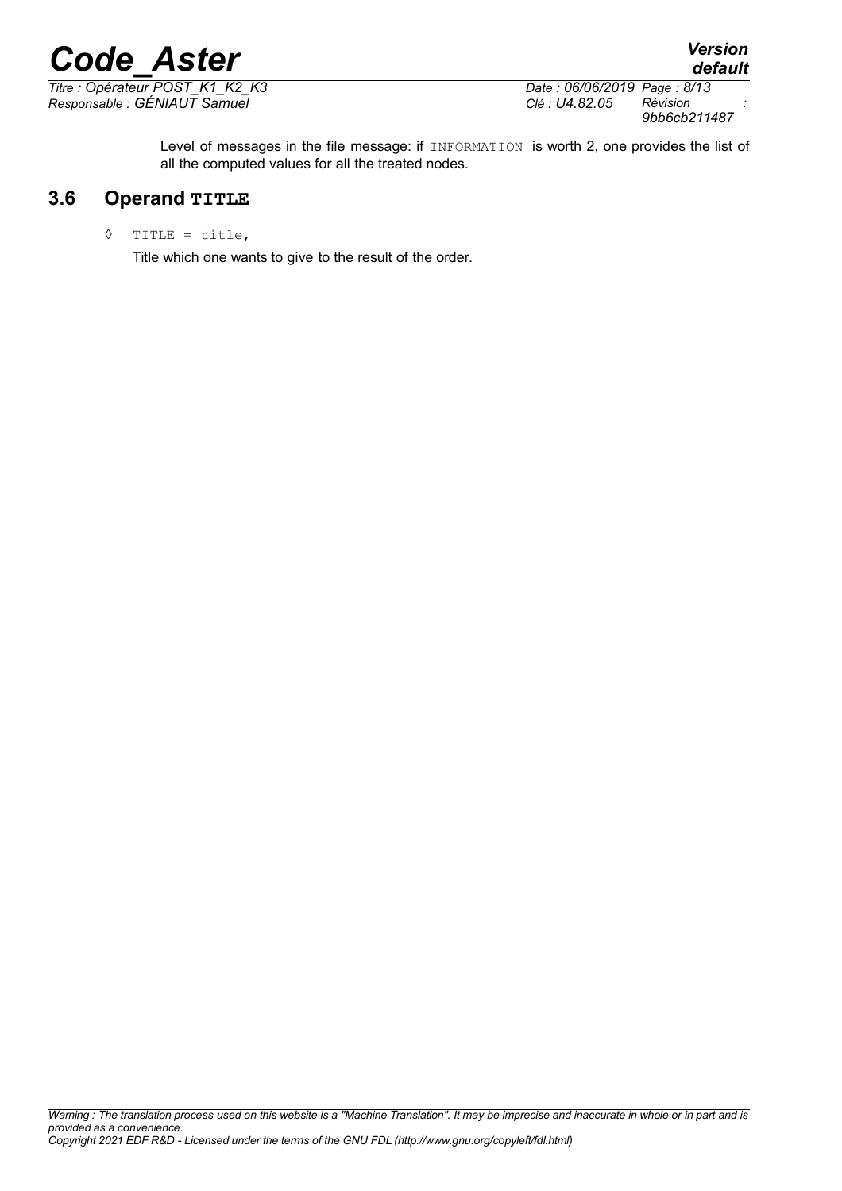Level of messages in the file message: if `INFORMATION` is worth 2, one provides the list of all the computed values for all the treated nodes.

## 3.6 Operand TITLE

◊ `TITLE = title,`

Title which one wants to give to the result of the order.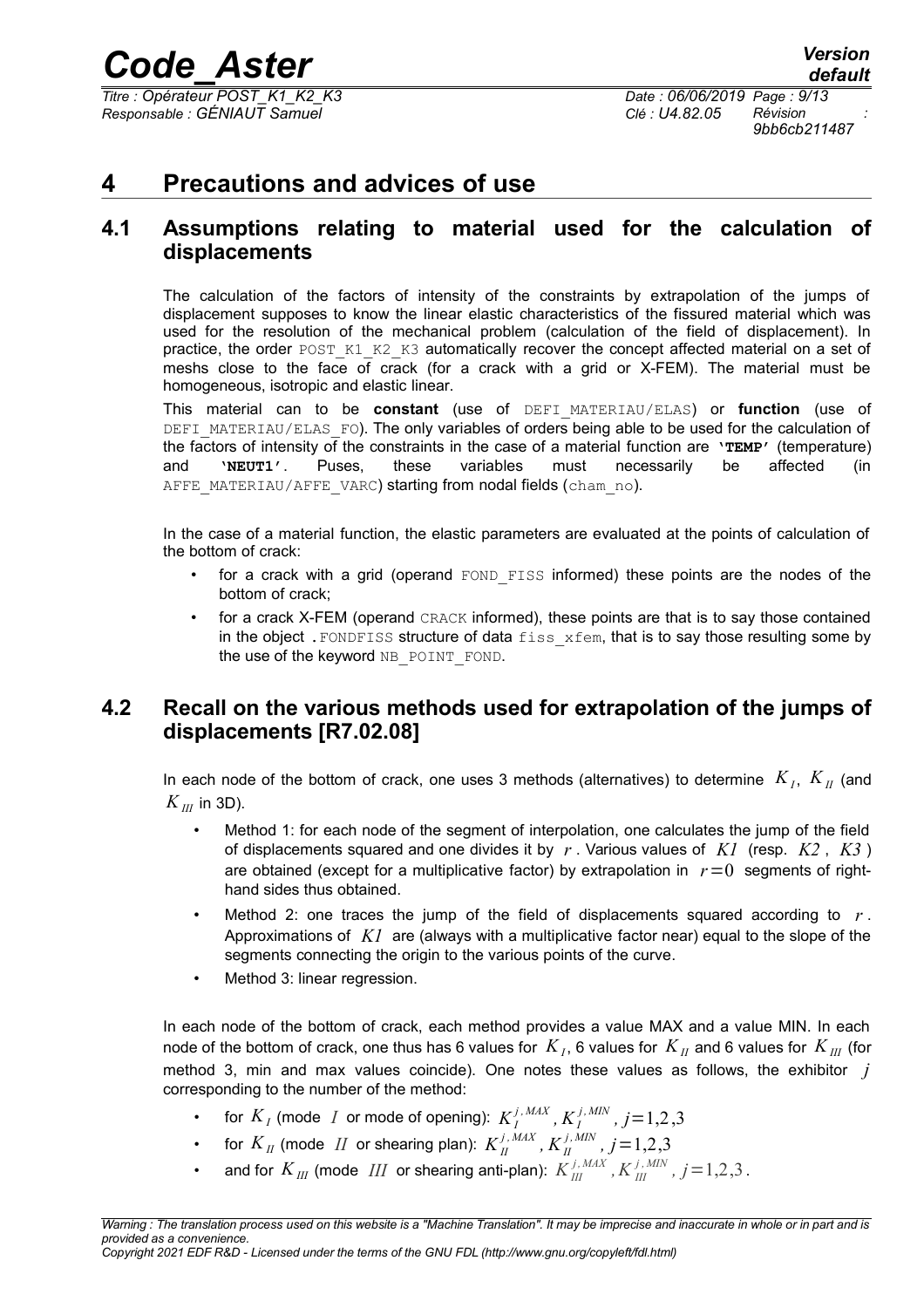# 4 Precautions and advices of use

## 4.1 Assumptions relating to material used for the calculation of displacements

The calculation of the factors of intensity of the constraints by extrapolation of the jumps of displacement supposes to know the linear elastic characteristics of the fissured material which was used for the resolution of the mechanical problem (calculation of the field of displacement). In practice, the order POST_K1_K2_K3 automatically recover the concept affected material on a set of meshs close to the face of crack (for a crack with a grid or X-FEM). The material must be homogeneous, isotropic and elastic linear.

This material can to be **constant** (use of DEFI_MATERIAU/ELAS) or **function** (use of DEFI_MATERIAU/ELAS_FO). The only variables of orders being able to be used for the calculation of the factors of intensity of the constraints in the case of a material function are **'TEMP'** (temperature) and **'NEUT1'**. Puses, these variables must necessarily be affected (in AFFE_MATERIAU/AFFE_VARC) starting from nodal fields (cham_no).

In the case of a material function, the elastic parameters are evaluated at the points of calculation of the bottom of crack:

- for a crack with a grid (operand FOND_FISS informed) these points are the nodes of the bottom of crack;
- for a crack X-FEM (operand CRACK informed), these points are that is to say those contained in the object .FONDFISS structure of data fiss_xfem, that is to say those resulting some by the use of the keyword NB_POINT_FOND.

## 4.2 Recall on the various methods used for extrapolation of the jumps of displacements [R7.02.08]

In each node of the bottom of crack, one uses 3 methods (alternatives) to determine $K_I$, $K_{II}$ (and $K_{III}$ in 3D).

- Method 1: for each node of the segment of interpolation, one calculates the jump of the field of displacements squared and one divides it by $r$. Various values of $K1$ (resp. $K2$, $K3$) are obtained (except for a multiplicative factor) by extrapolation in $r=0$ segments of right-hand sides thus obtained.
- Method 2: one traces the jump of the field of displacements squared according to $r$. Approximations of $K1$ are (always with a multiplicative factor near) equal to the slope of the segments connecting the origin to the various points of the curve.
- Method 3: linear regression.

In each node of the bottom of crack, each method provides a value MAX and a value MIN. In each node of the bottom of crack, one thus has 6 values for $K_I$, 6 values for $K_{II}$ and 6 values for $K_{III}$ (for method 3, min and max values coincide). One notes these values as follows, the exhibitor $j$ corresponding to the number of the method:

- for $K_I$ (mode $I$ or mode of opening): $K_I^{j,MAX}, K_I^{j,MIN}, j=1,2,3$
- for $K_{II}$ (mode $II$ or shearing plan): $K_{II}^{j,MAX}, K_{II}^{j,MIN}, j=1,2,3$
- and for $K_{III}$ (mode $III$ or shearing anti-plan): $K_{III}^{j,MAX}, K_{III}^{j,MIN}, j=1,2,3$.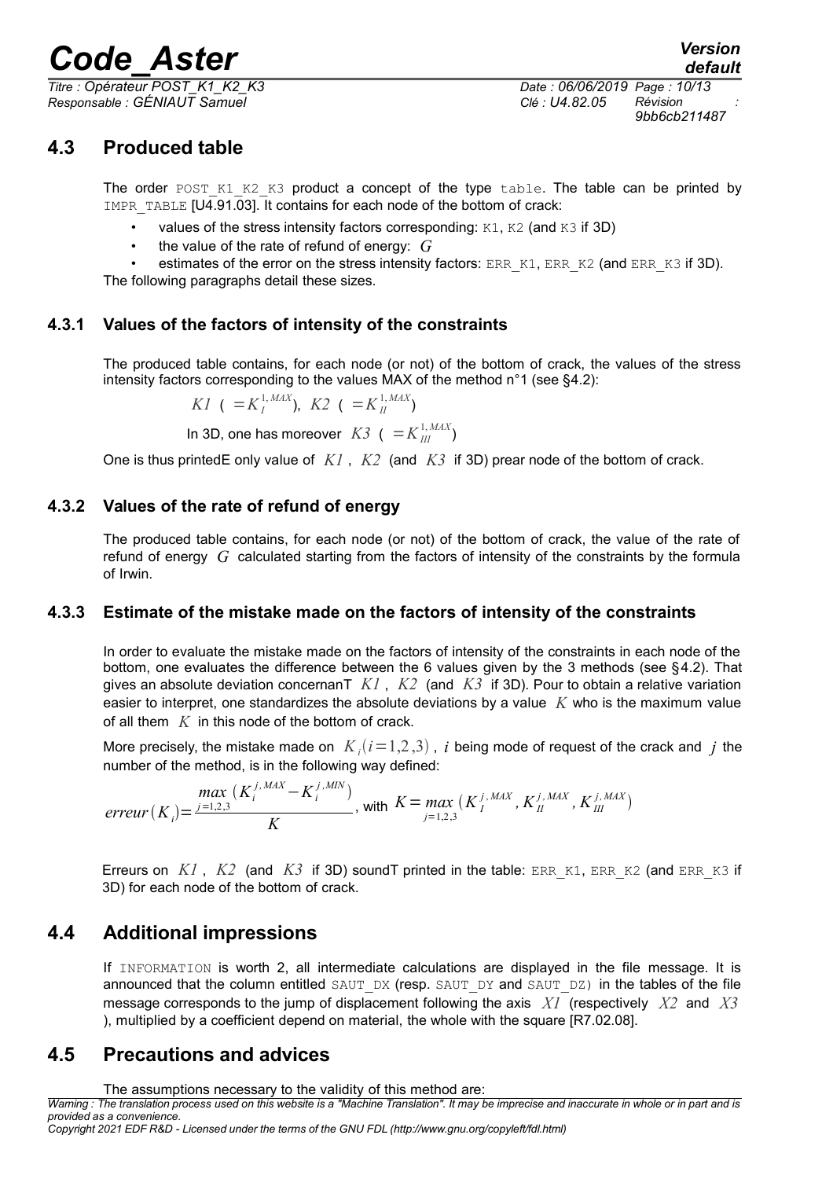## 4.3 Produced table

The order `POST_K1_K2_K3` product a concept of the type `table`. The table can be printed by `IMPR_TABLE` [U4.91.03]. It contains for each node of the bottom of crack:

- values of the stress intensity factors corresponding: `K1`, `K2` (and `K3` if 3D)
- the value of the rate of refund of energy: $G$
- estimates of the error on the stress intensity factors: `ERR_K1`, `ERR_K2` (and `ERR_K3` if 3D).

The following paragraphs detail these sizes.

### 4.3.1 Values of the factors of intensity of the constraints

The produced table contains, for each node (or not) of the bottom of crack, the values of the stress intensity factors corresponding to the values MAX of the method n°1 (see §4.2):

$K1$ ( $=K_I^{1,MAX}$), $K2$ ( $=K_{II}^{1,MAX}$)

In 3D, one has moreover $K3$ ( $=K_{III}^{1,MAX}$)

One is thus printedE only value of $K1$ , $K2$ (and $K3$ if 3D) prear node of the bottom of crack.

### 4.3.2 Values of the rate of refund of energy

The produced table contains, for each node (or not) of the bottom of crack, the value of the rate of refund of energy $G$ calculated starting from the factors of intensity of the constraints by the formula of Irwin.

### 4.3.3 Estimate of the mistake made on the factors of intensity of the constraints

In order to evaluate the mistake made on the factors of intensity of the constraints in each node of the bottom, one evaluates the difference between the 6 values given by the 3 methods (see §4.2). That gives an absolute deviation concernanT $K1$ , $K2$ (and $K3$ if 3D). Pour to obtain a relative variation easier to interpret, one standardizes the absolute deviations by a value $K$ who is the maximum value of all them $K$ in this node of the bottom of crack.

More precisely, the mistake made on $K_i(i=1,2,3)$ , $i$ being mode of request of the crack and $j$ the number of the method, is in the following way defined:

$$erreur(K_i)=\frac{\max_{j=1,2,3}(K_i^{j,MAX}-K_i^{j,MIN})}{K}\text{, with } K=\max_{j=1,2,3}(K_I^{j,MAX},K_{II}^{j,MAX},K_{III}^{j,MAX})$$

Erreurs on $K1$ , $K2$ (and $K3$ if 3D) soundT printed in the table: `ERR_K1`, `ERR_K2` (and `ERR_K3` if 3D) for each node of the bottom of crack.

## 4.4 Additional impressions

If `INFORMATION` is worth 2, all intermediate calculations are displayed in the file message. It is announced that the column entitled `SAUT_DX` (resp. `SAUT_DY` and `SAUT_DZ`) in the tables of the file message corresponds to the jump of displacement following the axis $X1$ (respectively $X2$ and $X3$ ), multiplied by a coefficient depend on material, the whole with the square [R7.02.08].

## 4.5 Precautions and advices

The assumptions necessary to the validity of this method are: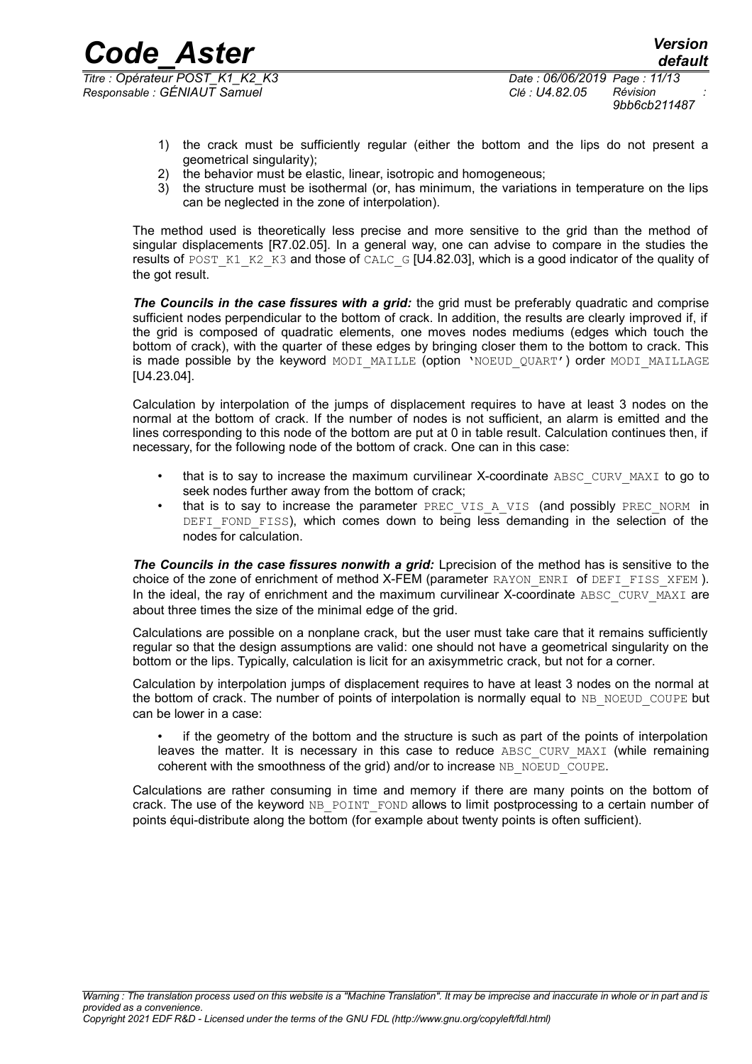1) the crack must be sufficiently regular (either the bottom and the lips do not present a geometrical singularity);
2) the behavior must be elastic, linear, isotropic and homogeneous;
3) the structure must be isothermal (or, has minimum, the variations in temperature on the lips can be neglected in the zone of interpolation).

The method used is theoretically less precise and more sensitive to the grid than the method of singular displacements [R7.02.05]. In a general way, one can advise to compare in the studies the results of POST_K1_K2_K3 and those of CALC_G [U4.82.03], which is a good indicator of the quality of the got result.

***The Councils in the case fissures with a grid:*** the grid must be preferably quadratic and comprise sufficient nodes perpendicular to the bottom of crack. In addition, the results are clearly improved if, if the grid is composed of quadratic elements, one moves nodes mediums (edges which touch the bottom of crack), with the quarter of these edges by bringing closer them to the bottom to crack. This is made possible by the keyword MODI_MAILLE (option 'NOEUD_QUART') order MODI_MAILLAGE [U4.23.04].

Calculation by interpolation of the jumps of displacement requires to have at least 3 nodes on the normal at the bottom of crack. If the number of nodes is not sufficient, an alarm is emitted and the lines corresponding to this node of the bottom are put at 0 in table result. Calculation continues then, if necessary, for the following node of the bottom of crack. One can in this case:

- that is to say to increase the maximum curvilinear X-coordinate ABSC_CURV_MAXI to go to seek nodes further away from the bottom of crack;
- that is to say to increase the parameter PREC_VIS_A_VIS (and possibly PREC_NORM in DEFI_FOND_FISS), which comes down to being less demanding in the selection of the nodes for calculation.

***The Councils in the case fissures nonwith a grid:*** Lprecision of the method has is sensitive to the choice of the zone of enrichment of method X-FEM (parameter RAYON_ENRI of DEFI_FISS_XFEM ). In the ideal, the ray of enrichment and the maximum curvilinear X-coordinate ABSC_CURV_MAXI are about three times the size of the minimal edge of the grid.

Calculations are possible on a nonplane crack, but the user must take care that it remains sufficiently regular so that the design assumptions are valid: one should not have a geometrical singularity on the bottom or the lips. Typically, calculation is licit for an axisymmetric crack, but not for a corner.

Calculation by interpolation jumps of displacement requires to have at least 3 nodes on the normal at the bottom of crack. The number of points of interpolation is normally equal to NB_NOEUD_COUPE but can be lower in a case:

- if the geometry of the bottom and the structure is such as part of the points of interpolation leaves the matter. It is necessary in this case to reduce ABSC_CURV_MAXI (while remaining coherent with the smoothness of the grid) and/or to increase NB_NOEUD_COUPE.

Calculations are rather consuming in time and memory if there are many points on the bottom of crack. The use of the keyword NB_POINT_FOND allows to limit postprocessing to a certain number of points équi-distribute along the bottom (for example about twenty points is often sufficient).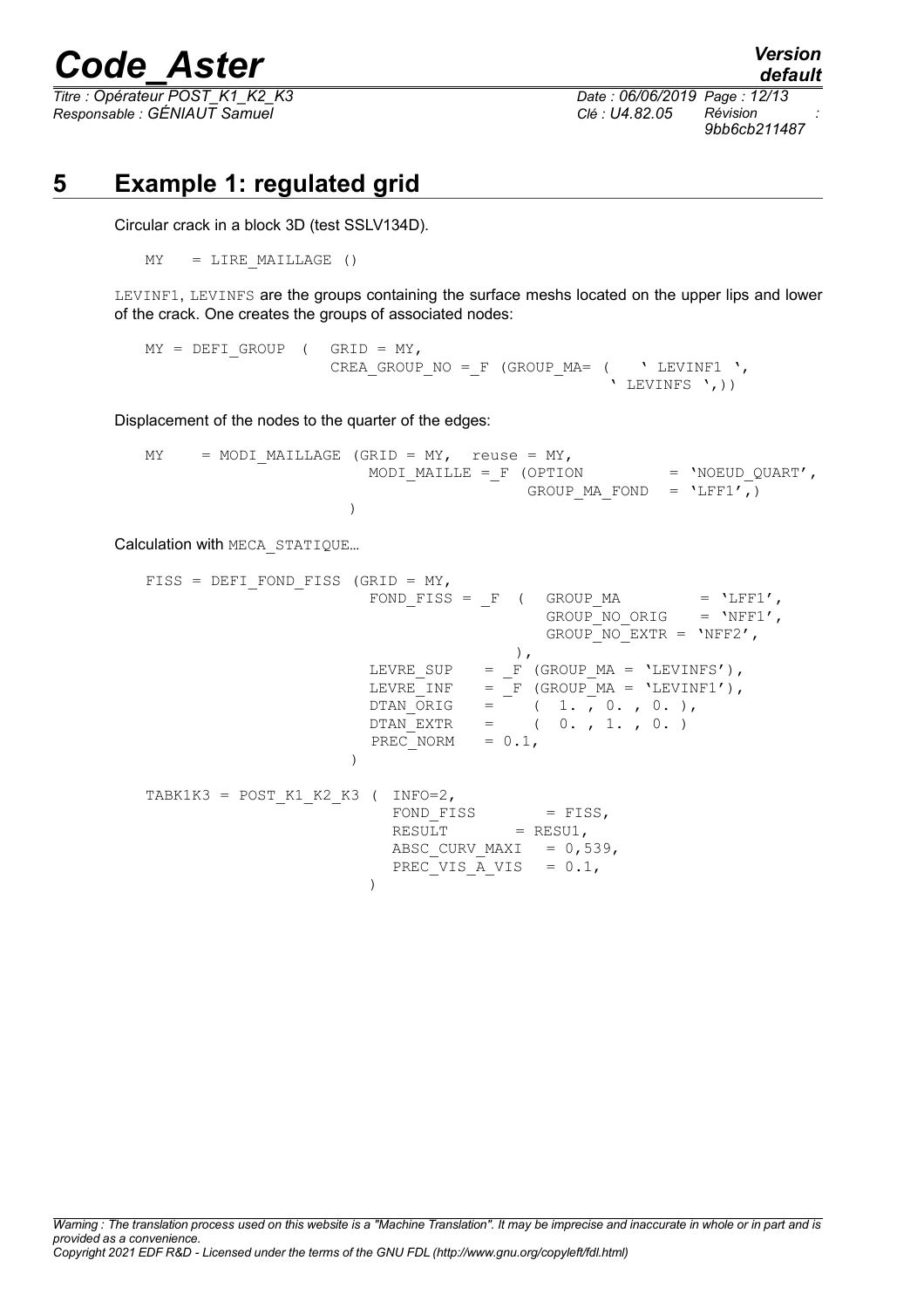## 5 Example 1: regulated grid

Circular crack in a block 3D (test SSLV134D).

```
MY   = LIRE_MAILLAGE ()
```

LEVINF1, LEVINFS are the groups containing the surface meshs located on the upper lips and lower of the crack. One creates the groups of associated nodes:

```
MY = DEFI_GROUP  (  GRID = MY,
                    CREA_GROUP_NO =_F (GROUP_MA= (   ' LEVINF1 ',
                                                     ' LEVINFS ',))
```

Displacement of the nodes to the quarter of the edges:

```
MY    = MODI_MAILLAGE (GRID = MY,  reuse = MY,
                        MODI_MAILLE =_F (OPTION          = 'NOEUD_QUART',
                                         GROUP_MA_FOND   = 'LFF1',)
                      )
```

Calculation with MECA_STATIQUE…

```
FISS = DEFI_FOND_FISS (GRID = MY,
                        FOND_FISS = _F  (  GROUP_MA         = 'LFF1',
                                           GROUP_NO_ORIG    = 'NFF1',
                                           GROUP_NO_EXTR = 'NFF2',
                                        ),
                        LEVRE_SUP    = _F (GROUP_MA = 'LEVINFS'),
                        LEVRE_INF    = _F (GROUP_MA = 'LEVINF1'),
                        DTAN_ORIG    =    ( 1. , 0. , 0. ),
                        DTAN_EXTR    =    ( 0. , 1. , 0. )
                        PREC_NORM    = 0.1,
                      )

TABK1K3 = POST_K1_K2_K3 ( INFO=2,
                          FOND_FISS       = FISS,
                          RESULT       = RESU1,
                          ABSC_CURV_MAXI  = 0,539,
                          PREC_VIS_A_VIS  = 0.1,
                        )
```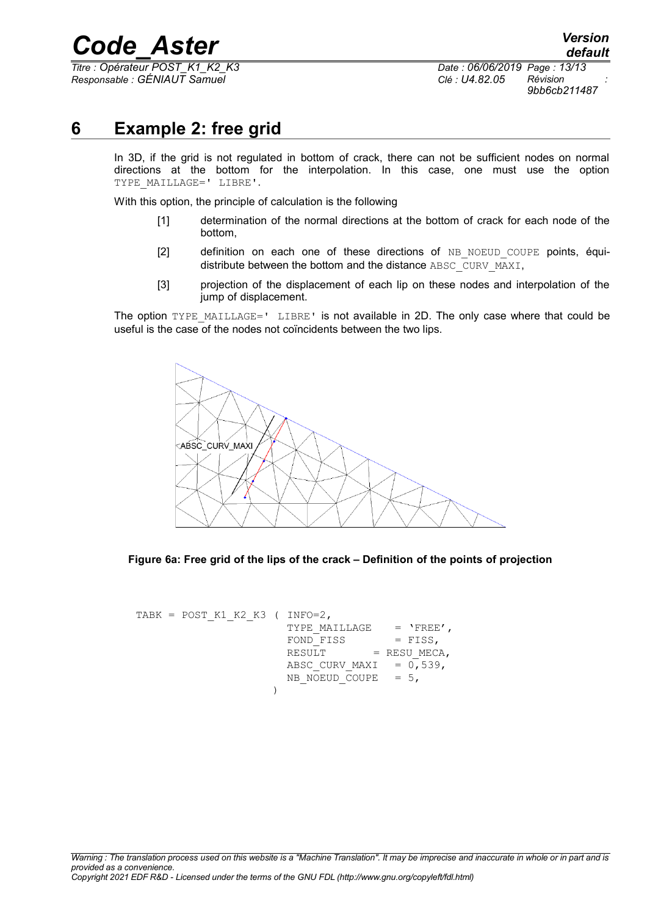# 6 Example 2: free grid

In 3D, if the grid is not regulated in bottom of crack, there can not be sufficient nodes on normal directions at the bottom for the interpolation. In this case, one must use the option TYPE_MAILLAGE=' LIBRE'.

With this option, the principle of calculation is the following

[1] determination of the normal directions at the bottom of crack for each node of the bottom,

[2] definition on each one of these directions of NB_NOEUD_COUPE points, équi-distribute between the bottom and the distance ABSC_CURV_MAXI,

[3] projection of the displacement of each lip on these nodes and interpolation of the jump of displacement.

The option TYPE_MAILLAGE=' LIBRE' is not available in 2D. The only case where that could be useful is the case of the nodes not coïncidents between the two lips.

ABSC_CURV_MAXI

**Figure 6a: Free grid of the lips of the crack – Definition of the points of projection**

```
TABK = POST_K1_K2_K3 ( INFO=2,
                        TYPE_MAILLAGE    = 'FREE',
                        FOND_FISS        = FISS,
                        RESULT        = RESU_MECA,
                        ABSC_CURV_MAXI   = 0,539,
                        NB_NOEUD_COUPE   = 5,
                      )
```